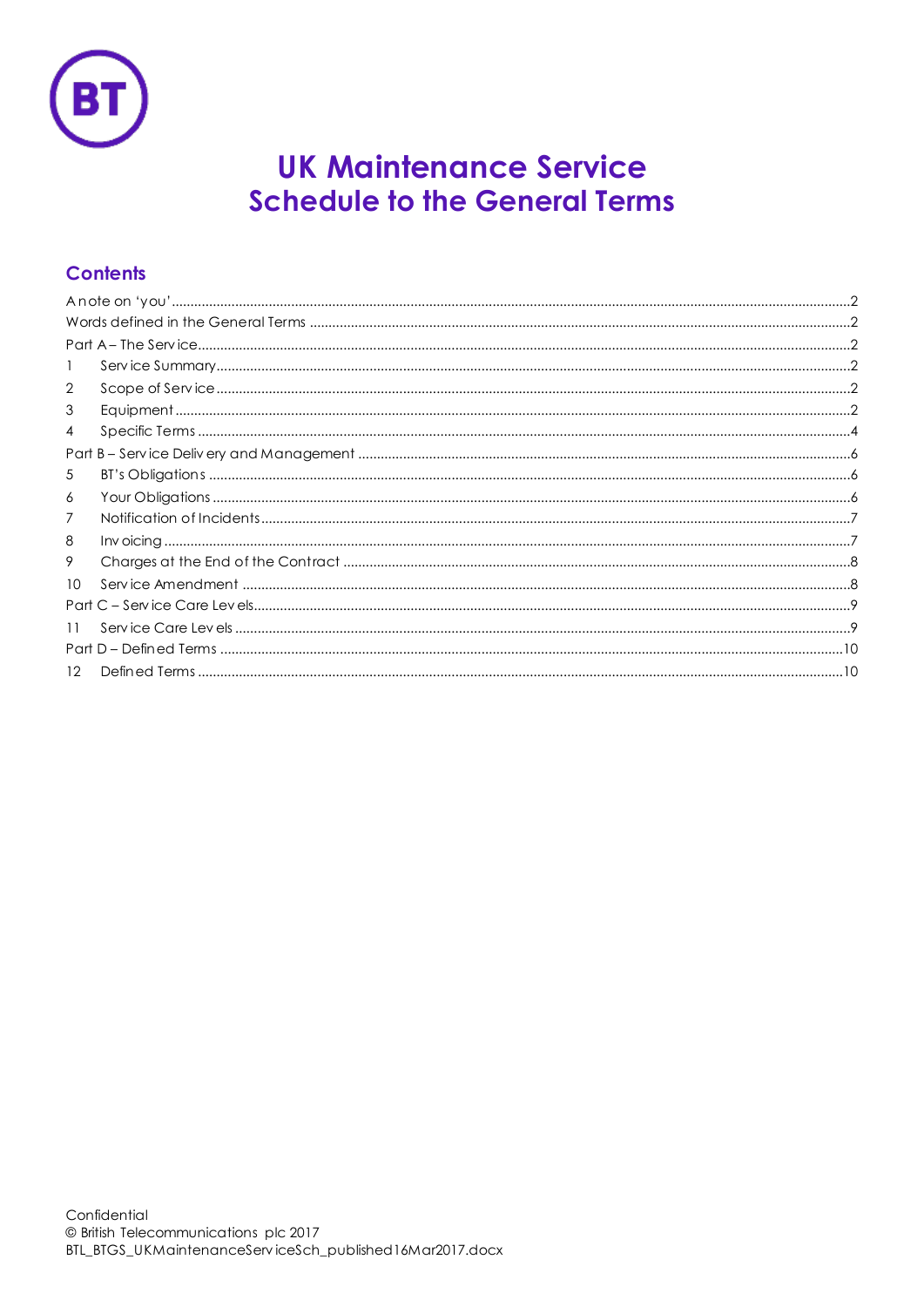# UK Maintenance Service
# Schedule to the General Terms

## Contents

A note on 'you' ..... 2
Words defined in the General Terms ..... 2
Part A – The Service ..... 2
1 Service Summary ..... 2
2 Scope of Service ..... 2
3 Equipment ..... 2
4 Specific Terms ..... 4
Part B – Service Delivery and Management ..... 6
5 BT's Obligations ..... 6
6 Your Obligations ..... 6
7 Notification of Incidents ..... 7
8 Invoicing ..... 7
9 Charges at the End of the Contract ..... 8
10 Service Amendment ..... 8
Part C – Service Care Levels ..... 9
11 Service Care Levels ..... 9
Part D – Defined Terms ..... 10
12 Defined Terms ..... 10

Confidential
© British Telecommunications plc 2017
BTL_BTGS_UKMaintenanceServiceSch_published16Mar2017.docx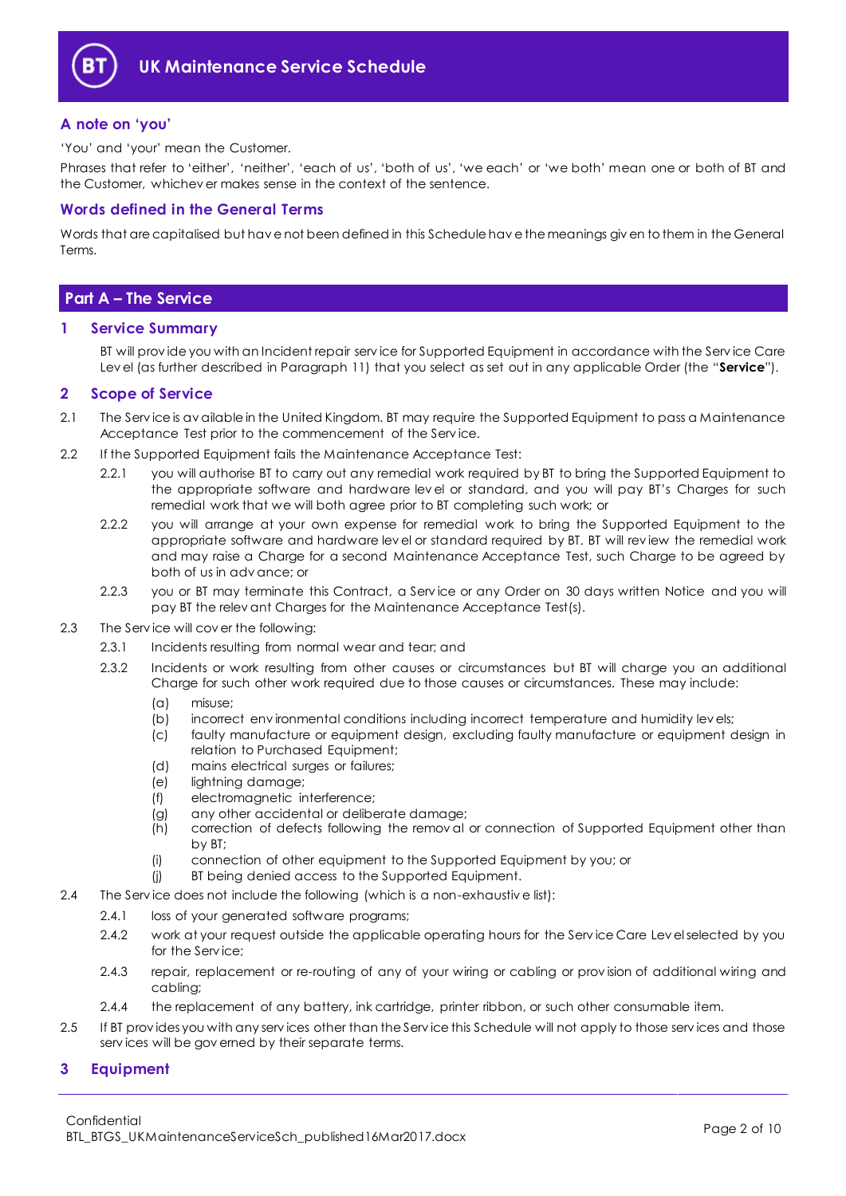## A note on 'you'

'You' and 'your' mean the Customer.

Phrases that refer to 'either', 'neither', 'each of us', 'both of us', 'we each' or 'we both' mean one or both of BT and the Customer, whichever makes sense in the context of the sentence.

## Words defined in the General Terms

Words that are capitalised but have not been defined in this Schedule have the meanings given to them in the General Terms.

# Part A – The Service

## 1 Service Summary

BT will provide you with an Incident repair service for Supported Equipment in accordance with the Service Care Level (as further described in Paragraph 11) that you select as set out in any applicable Order (the "**Service**").

## 2 Scope of Service

2.1 The Service is available in the United Kingdom. BT may require the Supported Equipment to pass a Maintenance Acceptance Test prior to the commencement of the Service.

2.2 If the Supported Equipment fails the Maintenance Acceptance Test:

2.2.1 you will authorise BT to carry out any remedial work required by BT to bring the Supported Equipment to the appropriate software and hardware level or standard, and you will pay BT's Charges for such remedial work that we will both agree prior to BT completing such work; or

2.2.2 you will arrange at your own expense for remedial work to bring the Supported Equipment to the appropriate software and hardware level or standard required by BT. BT will review the remedial work and may raise a Charge for a second Maintenance Acceptance Test, such Charge to be agreed by both of us in advance; or

2.2.3 you or BT may terminate this Contract, a Service or any Order on 30 days written Notice and you will pay BT the relevant Charges for the Maintenance Acceptance Test(s).

2.3 The Service will cover the following:

2.3.1 Incidents resulting from normal wear and tear; and

2.3.2 Incidents or work resulting from other causes or circumstances but BT will charge you an additional Charge for such other work required due to those causes or circumstances. These may include:

(a) misuse;
(b) incorrect environmental conditions including incorrect temperature and humidity levels;
(c) faulty manufacture or equipment design, excluding faulty manufacture or equipment design in relation to Purchased Equipment;
(d) mains electrical surges or failures;
(e) lightning damage;
(f) electromagnetic interference;
(g) any other accidental or deliberate damage;
(h) correction of defects following the removal or connection of Supported Equipment other than by BT;
(i) connection of other equipment to the Supported Equipment by you; or
(j) BT being denied access to the Supported Equipment.

2.4 The Service does not include the following (which is a non-exhaustive list):

2.4.1 loss of your generated software programs;

2.4.2 work at your request outside the applicable operating hours for the Service Care Level selected by you for the Service;

2.4.3 repair, replacement or re-routing of any of your wiring or cabling or provision of additional wiring and cabling;

2.4.4 the replacement of any battery, ink cartridge, printer ribbon, or such other consumable item.

2.5 If BT provides you with any services other than the Service this Schedule will not apply to those services and those services will be governed by their separate terms.

## 3 Equipment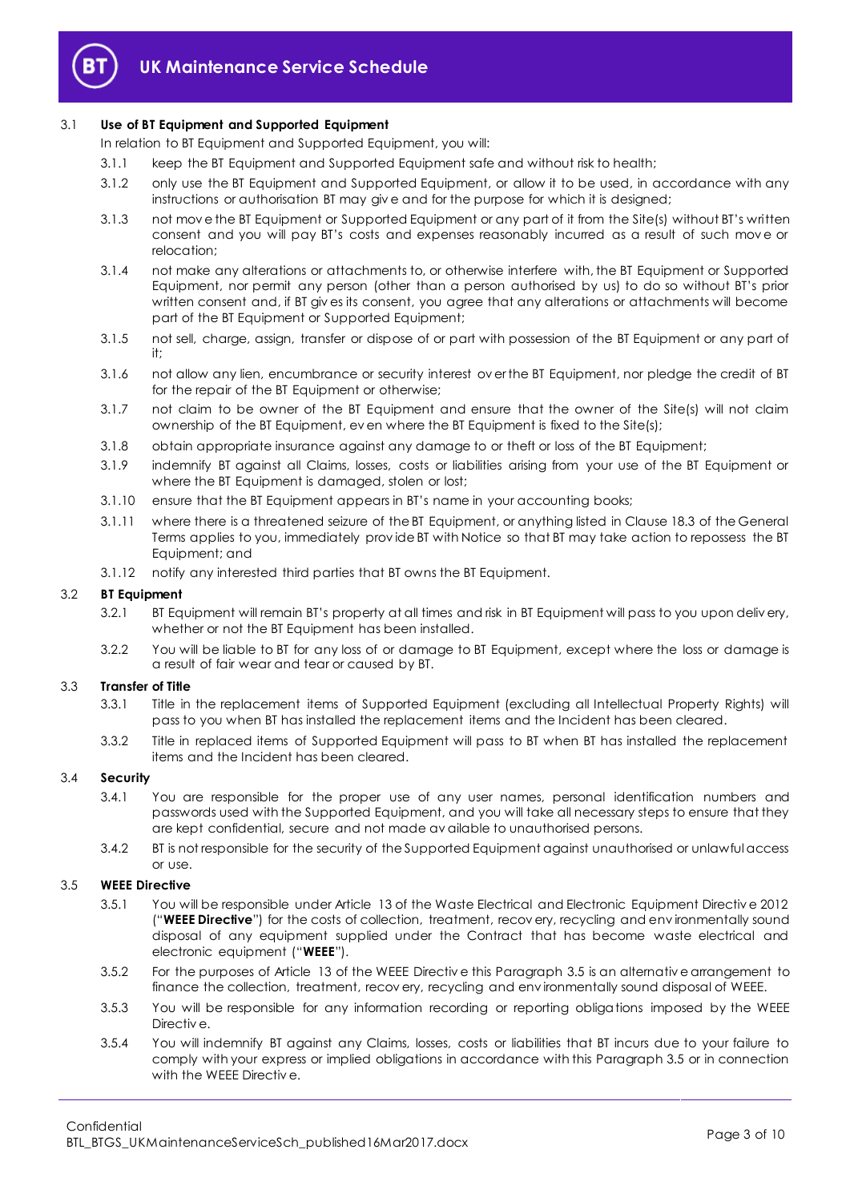3.1 **Use of BT Equipment and Supported Equipment**

In relation to BT Equipment and Supported Equipment, you will:

3.1.1 keep the BT Equipment and Supported Equipment safe and without risk to health;

3.1.2 only use the BT Equipment and Supported Equipment, or allow it to be used, in accordance with any instructions or authorisation BT may give and for the purpose for which it is designed;

3.1.3 not move the BT Equipment or Supported Equipment or any part of it from the Site(s) without BT's written consent and you will pay BT's costs and expenses reasonably incurred as a result of such move or relocation;

3.1.4 not make any alterations or attachments to, or otherwise interfere with, the BT Equipment or Supported Equipment, nor permit any person (other than a person authorised by us) to do so without BT's prior written consent and, if BT gives its consent, you agree that any alterations or attachments will become part of the BT Equipment or Supported Equipment;

3.1.5 not sell, charge, assign, transfer or dispose of or part with possession of the BT Equipment or any part of it;

3.1.6 not allow any lien, encumbrance or security interest over the BT Equipment, nor pledge the credit of BT for the repair of the BT Equipment or otherwise;

3.1.7 not claim to be owner of the BT Equipment and ensure that the owner of the Site(s) will not claim ownership of the BT Equipment, even where the BT Equipment is fixed to the Site(s);

3.1.8 obtain appropriate insurance against any damage to or theft or loss of the BT Equipment;

3.1.9 indemnify BT against all Claims, losses, costs or liabilities arising from your use of the BT Equipment or where the BT Equipment is damaged, stolen or lost;

3.1.10 ensure that the BT Equipment appears in BT's name in your accounting books;

3.1.11 where there is a threatened seizure of the BT Equipment, or anything listed in Clause 18.3 of the General Terms applies to you, immediately provide BT with Notice so that BT may take action to repossess the BT Equipment; and

3.1.12 notify any interested third parties that BT owns the BT Equipment.

3.2 **BT Equipment**

3.2.1 BT Equipment will remain BT's property at all times and risk in BT Equipment will pass to you upon delivery, whether or not the BT Equipment has been installed.

3.2.2 You will be liable to BT for any loss of or damage to BT Equipment, except where the loss or damage is a result of fair wear and tear or caused by BT.

3.3 **Transfer of Title**

3.3.1 Title in the replacement items of Supported Equipment (excluding all Intellectual Property Rights) will pass to you when BT has installed the replacement items and the Incident has been cleared.

3.3.2 Title in replaced items of Supported Equipment will pass to BT when BT has installed the replacement items and the Incident has been cleared.

3.4 **Security**

3.4.1 You are responsible for the proper use of any user names, personal identification numbers and passwords used with the Supported Equipment, and you will take all necessary steps to ensure that they are kept confidential, secure and not made available to unauthorised persons.

3.4.2 BT is not responsible for the security of the Supported Equipment against unauthorised or unlawful access or use.

3.5 **WEEE Directive**

3.5.1 You will be responsible under Article 13 of the Waste Electrical and Electronic Equipment Directive 2012 ("**WEEE Directive**") for the costs of collection, treatment, recovery, recycling and environmentally sound disposal of any equipment supplied under the Contract that has become waste electrical and electronic equipment ("**WEEE**").

3.5.2 For the purposes of Article 13 of the WEEE Directive this Paragraph 3.5 is an alternative arrangement to finance the collection, treatment, recovery, recycling and environmentally sound disposal of WEEE.

3.5.3 You will be responsible for any information recording or reporting obligations imposed by the WEEE Directive.

3.5.4 You will indemnify BT against any Claims, losses, costs or liabilities that BT incurs due to your failure to comply with your express or implied obligations in accordance with this Paragraph 3.5 or in connection with the WEEE Directive.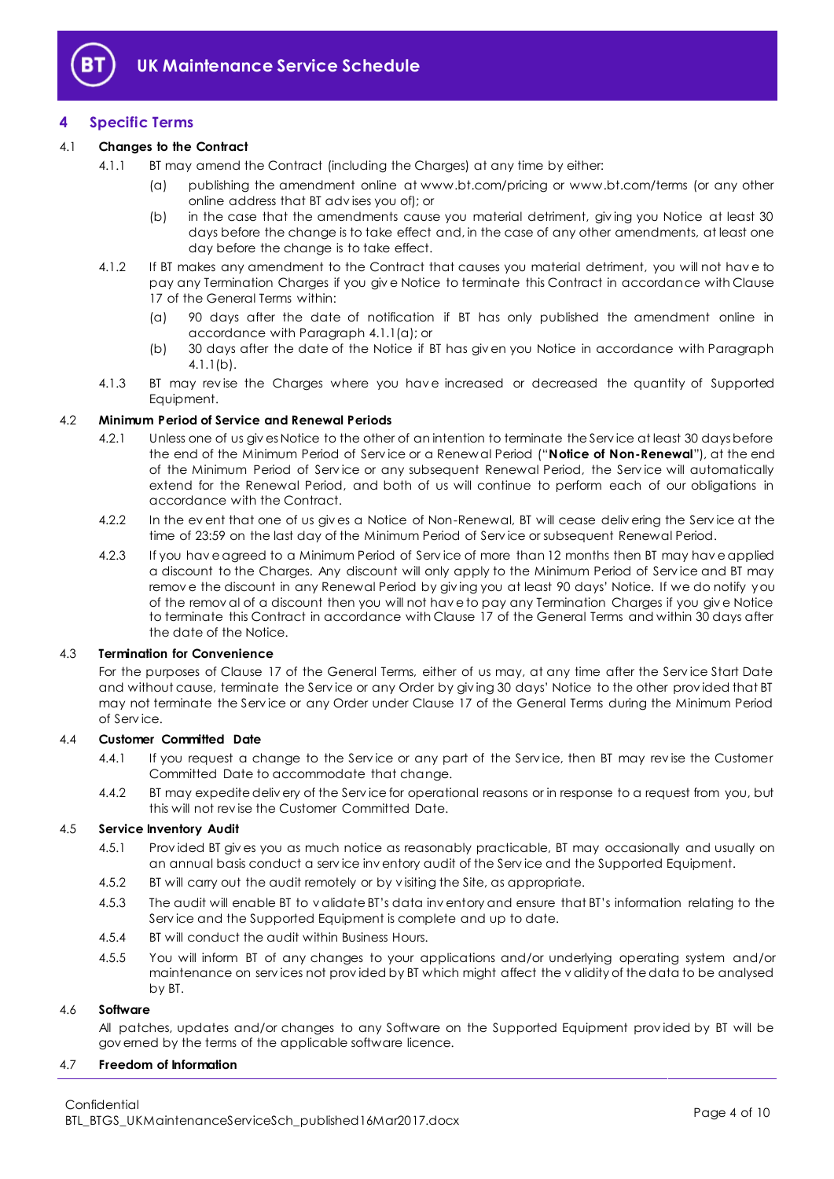## 4 Specific Terms

### 4.1 Changes to the Contract

4.1.1 BT may amend the Contract (including the Charges) at any time by either:

(a) publishing the amendment online at www.bt.com/pricing or www.bt.com/terms (or any other online address that BT advises you of); or

(b) in the case that the amendments cause you material detriment, giving you Notice at least 30 days before the change is to take effect and, in the case of any other amendments, at least one day before the change is to take effect.

4.1.2 If BT makes any amendment to the Contract that causes you material detriment, you will not have to pay any Termination Charges if you give Notice to terminate this Contract in accordance with Clause 17 of the General Terms within:

(a) 90 days after the date of notification if BT has only published the amendment online in accordance with Paragraph 4.1.1(a); or

(b) 30 days after the date of the Notice if BT has given you Notice in accordance with Paragraph 4.1.1(b).

4.1.3 BT may revise the Charges where you have increased or decreased the quantity of Supported Equipment.

### 4.2 Minimum Period of Service and Renewal Periods

4.2.1 Unless one of us gives Notice to the other of an intention to terminate the Service at least 30 days before the end of the Minimum Period of Service or a Renewal Period ("**Notice of Non-Renewal**"), at the end of the Minimum Period of Service or any subsequent Renewal Period, the Service will automatically extend for the Renewal Period, and both of us will continue to perform each of our obligations in accordance with the Contract.

4.2.2 In the event that one of us gives a Notice of Non-Renewal, BT will cease delivering the Service at the time of 23:59 on the last day of the Minimum Period of Service or subsequent Renewal Period.

4.2.3 If you have agreed to a Minimum Period of Service of more than 12 months then BT may have applied a discount to the Charges. Any discount will only apply to the Minimum Period of Service and BT may remove the discount in any Renewal Period by giving you at least 90 days' Notice. If we do notify you of the removal of a discount then you will not have to pay any Termination Charges if you give Notice to terminate this Contract in accordance with Clause 17 of the General Terms and within 30 days after the date of the Notice.

### 4.3 Termination for Convenience

For the purposes of Clause 17 of the General Terms, either of us may, at any time after the Service Start Date and without cause, terminate the Service or any Order by giving 30 days' Notice to the other provided that BT may not terminate the Service or any Order under Clause 17 of the General Terms during the Minimum Period of Service.

### 4.4 Customer Committed Date

4.4.1 If you request a change to the Service or any part of the Service, then BT may revise the Customer Committed Date to accommodate that change.

4.4.2 BT may expedite delivery of the Service for operational reasons or in response to a request from you, but this will not revise the Customer Committed Date.

### 4.5 Service Inventory Audit

4.5.1 Provided BT gives you as much notice as reasonably practicable, BT may occasionally and usually on an annual basis conduct a service inventory audit of the Service and the Supported Equipment.

4.5.2 BT will carry out the audit remotely or by visiting the Site, as appropriate.

4.5.3 The audit will enable BT to validate BT's data inventory and ensure that BT's information relating to the Service and the Supported Equipment is complete and up to date.

4.5.4 BT will conduct the audit within Business Hours.

4.5.5 You will inform BT of any changes to your applications and/or underlying operating system and/or maintenance on services not provided by BT which might affect the validity of the data to be analysed by BT.

### 4.6 Software

All patches, updates and/or changes to any Software on the Supported Equipment provided by BT will be governed by the terms of the applicable software licence.

### 4.7 Freedom of Information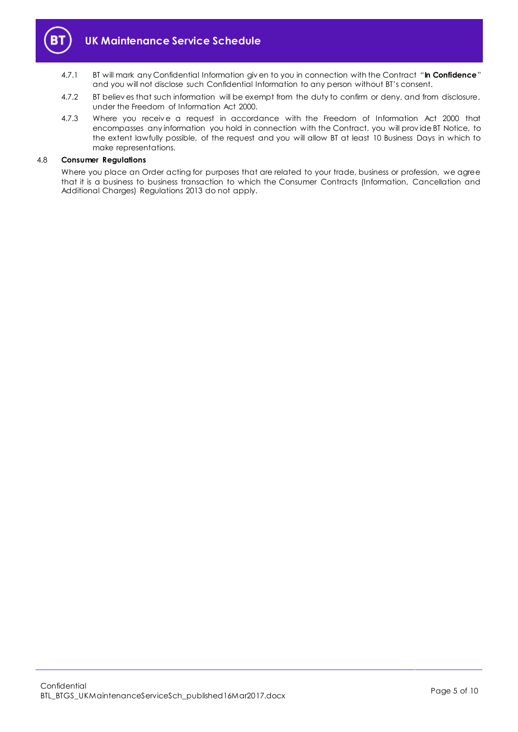4.7.1 BT will mark any Confidential Information given to you in connection with the Contract "**In Confidence**" and you will not disclose such Confidential Information to any person without BT's consent.

4.7.2 BT believes that such information will be exempt from the duty to confirm or deny, and from disclosure, under the Freedom of Information Act 2000.

4.7.3 Where you receive a request in accordance with the Freedom of Information Act 2000 that encompasses any information you hold in connection with the Contract, you will provide BT Notice, to the extent lawfully possible, of the request and you will allow BT at least 10 Business Days in which to make representations.

4.8 **Consumer Regulations**

Where you place an Order acting for purposes that are related to your trade, business or profession, we agree that it is a business to business transaction to which the Consumer Contracts (Information, Cancellation and Additional Charges) Regulations 2013 do not apply.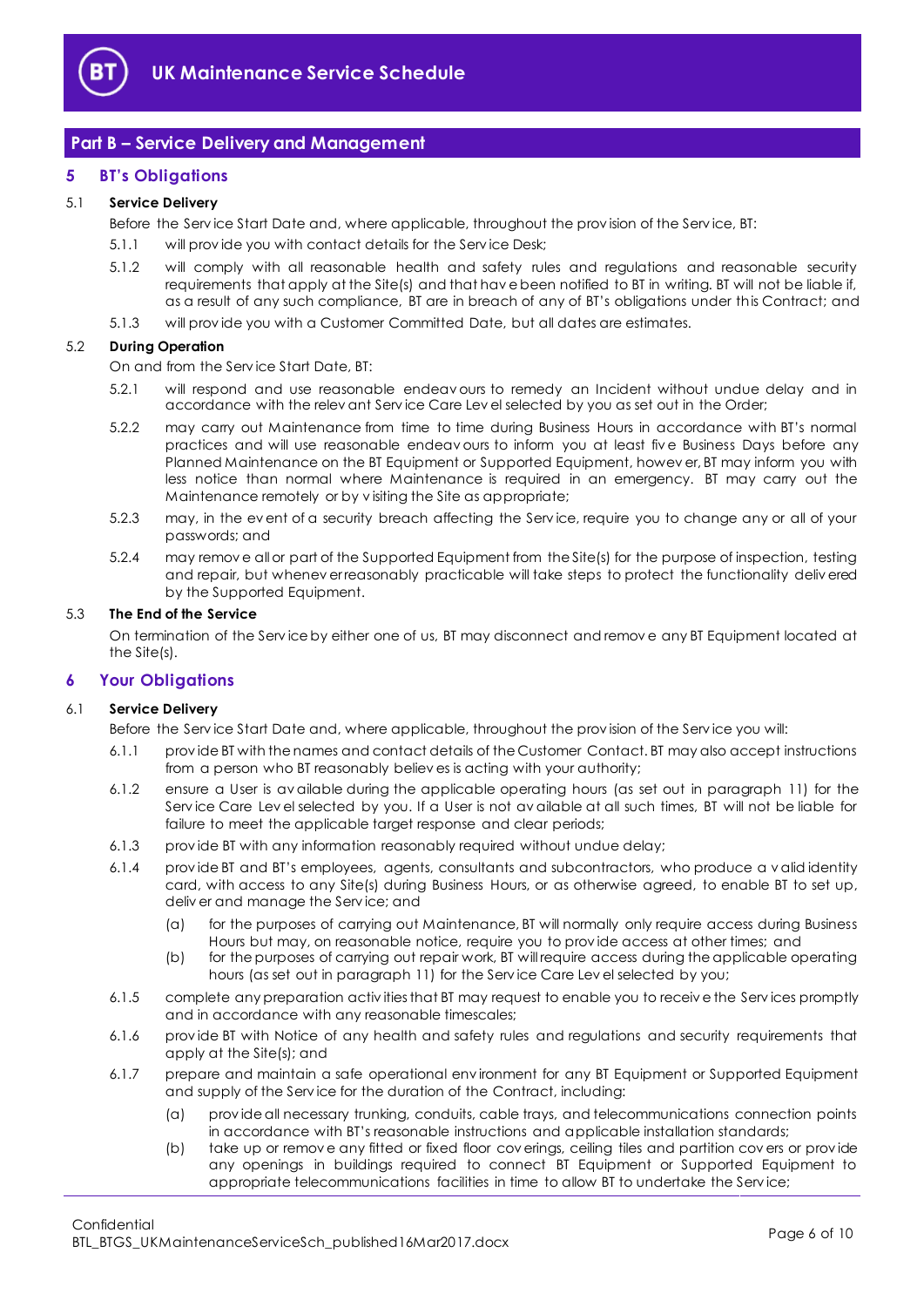## Part B – Service Delivery and Management

### 5 BT's Obligations

**5.1 Service Delivery**

Before the Service Start Date and, where applicable, throughout the provision of the Service, BT:

5.1.1 will provide you with contact details for the Service Desk;

5.1.2 will comply with all reasonable health and safety rules and regulations and reasonable security requirements that apply at the Site(s) and that have been notified to BT in writing. BT will not be liable if, as a result of any such compliance, BT are in breach of any of BT's obligations under this Contract; and

5.1.3 will provide you with a Customer Committed Date, but all dates are estimates.

**5.2 During Operation**

On and from the Service Start Date, BT:

5.2.1 will respond and use reasonable endeavours to remedy an Incident without undue delay and in accordance with the relevant Service Care Level selected by you as set out in the Order;

5.2.2 may carry out Maintenance from time to time during Business Hours in accordance with BT's normal practices and will use reasonable endeavours to inform you at least five Business Days before any Planned Maintenance on the BT Equipment or Supported Equipment, however, BT may inform you with less notice than normal where Maintenance is required in an emergency. BT may carry out the Maintenance remotely or by visiting the Site as appropriate;

5.2.3 may, in the event of a security breach affecting the Service, require you to change any or all of your passwords; and

5.2.4 may remove all or part of the Supported Equipment from the Site(s) for the purpose of inspection, testing and repair, but whenever reasonably practicable will take steps to protect the functionality delivered by the Supported Equipment.

**5.3 The End of the Service**

On termination of the Service by either one of us, BT may disconnect and remove any BT Equipment located at the Site(s).

### 6 Your Obligations

**6.1 Service Delivery**

Before the Service Start Date and, where applicable, throughout the provision of the Service you will:

6.1.1 provide BT with the names and contact details of the Customer Contact. BT may also accept instructions from a person who BT reasonably believes is acting with your authority;

6.1.2 ensure a User is available during the applicable operating hours (as set out in paragraph 11) for the Service Care Level selected by you. If a User is not available at all such times, BT will not be liable for failure to meet the applicable target response and clear periods;

6.1.3 provide BT with any information reasonably required without undue delay;

6.1.4 provide BT and BT's employees, agents, consultants and subcontractors, who produce a valid identity card, with access to any Site(s) during Business Hours, or as otherwise agreed, to enable BT to set up, deliver and manage the Service; and

(a) for the purposes of carrying out Maintenance, BT will normally only require access during Business Hours but may, on reasonable notice, require you to provide access at other times; and

(b) for the purposes of carrying out repair work, BT will require access during the applicable operating hours (as set out in paragraph 11) for the Service Care Level selected by you;

6.1.5 complete any preparation activities that BT may request to enable you to receive the Services promptly and in accordance with any reasonable timescales;

6.1.6 provide BT with Notice of any health and safety rules and regulations and security requirements that apply at the Site(s); and

6.1.7 prepare and maintain a safe operational environment for any BT Equipment or Supported Equipment and supply of the Service for the duration of the Contract, including:

(a) provide all necessary trunking, conduits, cable trays, and telecommunications connection points in accordance with BT's reasonable instructions and applicable installation standards;

(b) take up or remove any fitted or fixed floor coverings, ceiling tiles and partition covers or provide any openings in buildings required to connect BT Equipment or Supported Equipment to appropriate telecommunications facilities in time to allow BT to undertake the Service;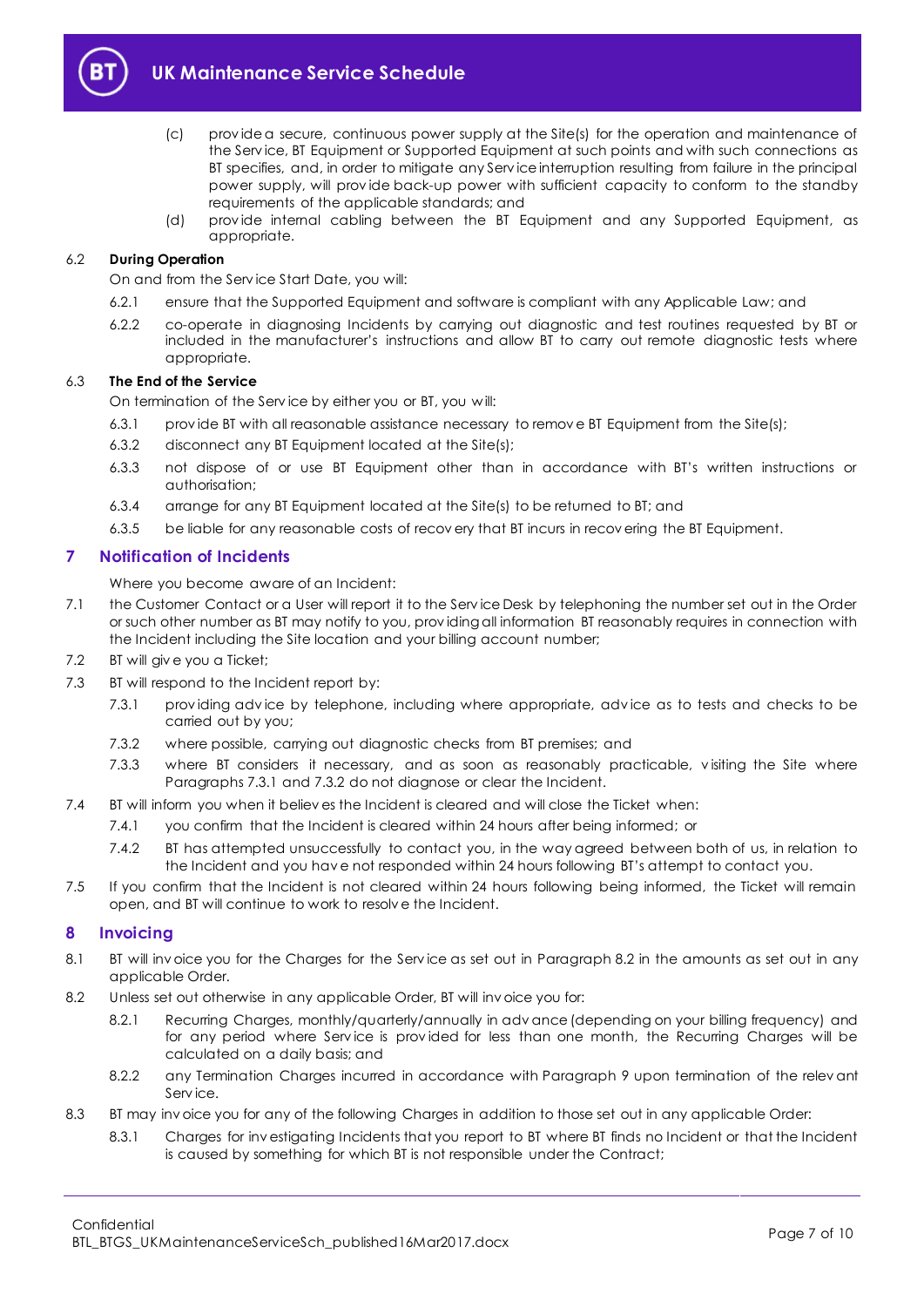(c) provide a secure, continuous power supply at the Site(s) for the operation and maintenance of the Service, BT Equipment or Supported Equipment at such points and with such connections as BT specifies, and, in order to mitigate any Service interruption resulting from failure in the principal power supply, will provide back-up power with sufficient capacity to conform to the standby requirements of the applicable standards; and

(d) provide internal cabling between the BT Equipment and any Supported Equipment, as appropriate.

6.2 **During Operation**

On and from the Service Start Date, you will:

6.2.1 ensure that the Supported Equipment and software is compliant with any Applicable Law; and

6.2.2 co-operate in diagnosing Incidents by carrying out diagnostic and test routines requested by BT or included in the manufacturer's instructions and allow BT to carry out remote diagnostic tests where appropriate.

6.3 **The End of the Service**

On termination of the Service by either you or BT, you will:

6.3.1 provide BT with all reasonable assistance necessary to remove BT Equipment from the Site(s);

6.3.2 disconnect any BT Equipment located at the Site(s);

6.3.3 not dispose of or use BT Equipment other than in accordance with BT's written instructions or authorisation;

6.3.4 arrange for any BT Equipment located at the Site(s) to be returned to BT; and

6.3.5 be liable for any reasonable costs of recovery that BT incurs in recovering the BT Equipment.

## 7 Notification of Incidents

Where you become aware of an Incident:

7.1 the Customer Contact or a User will report it to the Service Desk by telephoning the number set out in the Order or such other number as BT may notify to you, providing all information BT reasonably requires in connection with the Incident including the Site location and your billing account number;

7.2 BT will give you a Ticket;

7.3 BT will respond to the Incident report by:

7.3.1 providing advice by telephone, including where appropriate, advice as to tests and checks to be carried out by you;

7.3.2 where possible, carrying out diagnostic checks from BT premises; and

7.3.3 where BT considers it necessary, and as soon as reasonably practicable, visiting the Site where Paragraphs 7.3.1 and 7.3.2 do not diagnose or clear the Incident.

7.4 BT will inform you when it believes the Incident is cleared and will close the Ticket when:

7.4.1 you confirm that the Incident is cleared within 24 hours after being informed; or

7.4.2 BT has attempted unsuccessfully to contact you, in the way agreed between both of us, in relation to the Incident and you have not responded within 24 hours following BT's attempt to contact you.

7.5 If you confirm that the Incident is not cleared within 24 hours following being informed, the Ticket will remain open, and BT will continue to work to resolve the Incident.

## 8 Invoicing

8.1 BT will invoice you for the Charges for the Service as set out in Paragraph 8.2 in the amounts as set out in any applicable Order.

8.2 Unless set out otherwise in any applicable Order, BT will invoice you for:

8.2.1 Recurring Charges, monthly/quarterly/annually in advance (depending on your billing frequency) and for any period where Service is provided for less than one month, the Recurring Charges will be calculated on a daily basis; and

8.2.2 any Termination Charges incurred in accordance with Paragraph 9 upon termination of the relevant Service.

8.3 BT may invoice you for any of the following Charges in addition to those set out in any applicable Order:

8.3.1 Charges for investigating Incidents that you report to BT where BT finds no Incident or that the Incident is caused by something for which BT is not responsible under the Contract;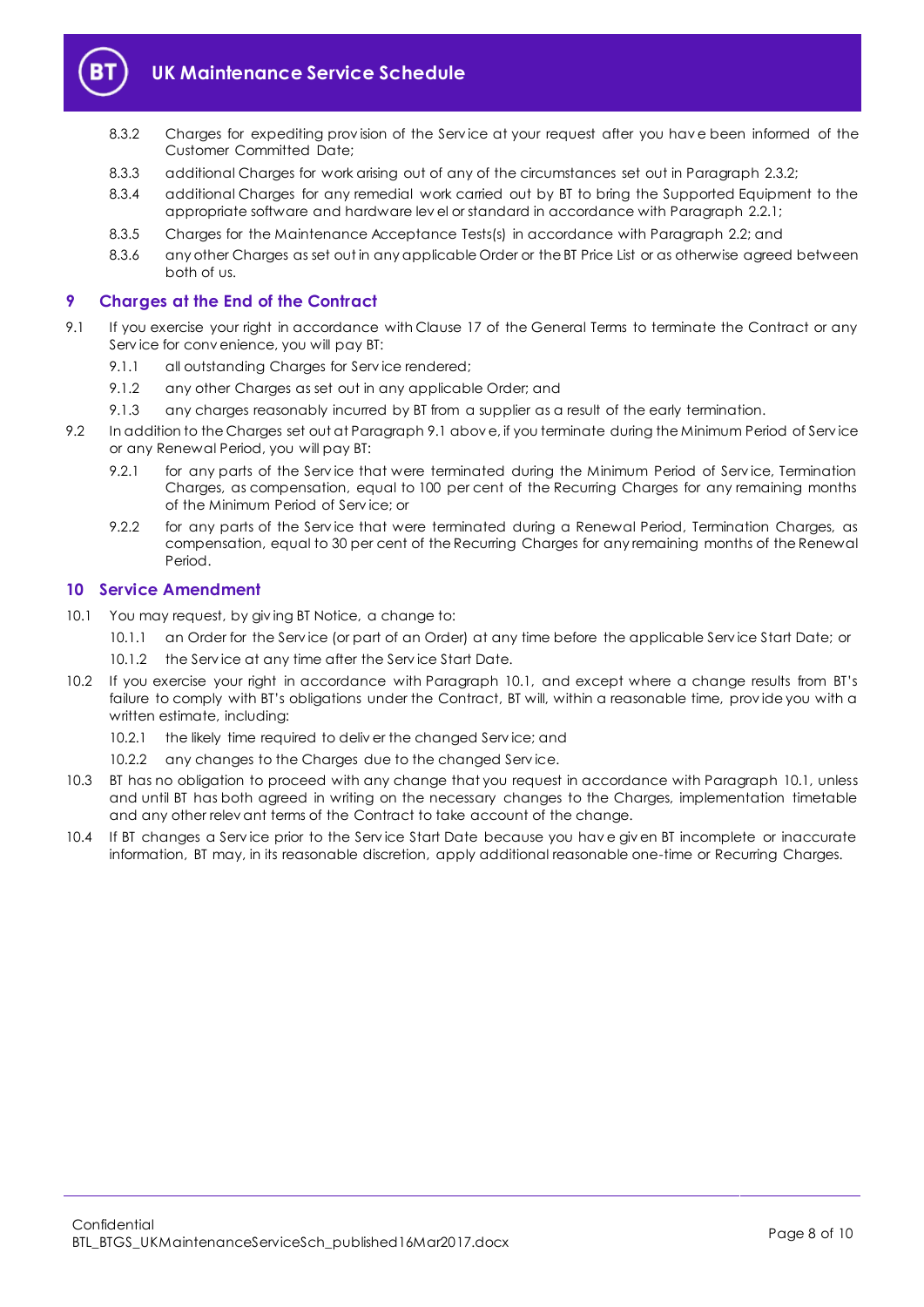8.3.2 Charges for expediting provision of the Service at your request after you have been informed of the Customer Committed Date;

8.3.3 additional Charges for work arising out of any of the circumstances set out in Paragraph 2.3.2;

8.3.4 additional Charges for any remedial work carried out by BT to bring the Supported Equipment to the appropriate software and hardware level or standard in accordance with Paragraph 2.2.1;

8.3.5 Charges for the Maintenance Acceptance Tests(s) in accordance with Paragraph 2.2; and

8.3.6 any other Charges as set out in any applicable Order or the BT Price List or as otherwise agreed between both of us.

## 9 Charges at the End of the Contract

9.1 If you exercise your right in accordance with Clause 17 of the General Terms to terminate the Contract or any Service for convenience, you will pay BT:

9.1.1 all outstanding Charges for Service rendered;

9.1.2 any other Charges as set out in any applicable Order; and

9.1.3 any charges reasonably incurred by BT from a supplier as a result of the early termination.

9.2 In addition to the Charges set out at Paragraph 9.1 above, if you terminate during the Minimum Period of Service or any Renewal Period, you will pay BT:

9.2.1 for any parts of the Service that were terminated during the Minimum Period of Service, Termination Charges, as compensation, equal to 100 per cent of the Recurring Charges for any remaining months of the Minimum Period of Service; or

9.2.2 for any parts of the Service that were terminated during a Renewal Period, Termination Charges, as compensation, equal to 30 per cent of the Recurring Charges for any remaining months of the Renewal Period.

## 10 Service Amendment

10.1 You may request, by giving BT Notice, a change to:

10.1.1 an Order for the Service (or part of an Order) at any time before the applicable Service Start Date; or

10.1.2 the Service at any time after the Service Start Date.

10.2 If you exercise your right in accordance with Paragraph 10.1, and except where a change results from BT's failure to comply with BT's obligations under the Contract, BT will, within a reasonable time, provide you with a written estimate, including:

10.2.1 the likely time required to deliver the changed Service; and

10.2.2 any changes to the Charges due to the changed Service.

10.3 BT has no obligation to proceed with any change that you request in accordance with Paragraph 10.1, unless and until BT has both agreed in writing on the necessary changes to the Charges, implementation timetable and any other relevant terms of the Contract to take account of the change.

10.4 If BT changes a Service prior to the Service Start Date because you have given BT incomplete or inaccurate information, BT may, in its reasonable discretion, apply additional reasonable one-time or Recurring Charges.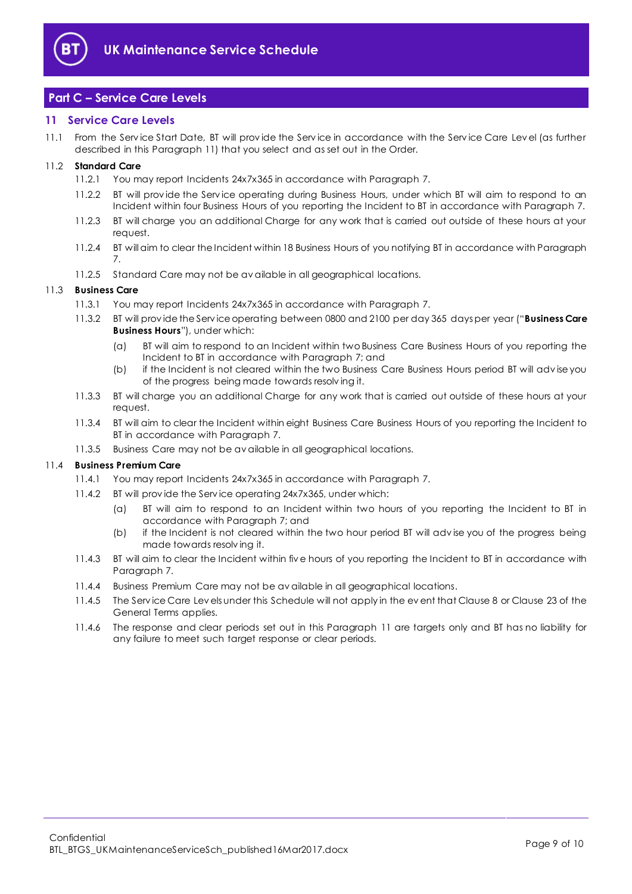## Part C – Service Care Levels

### 11 Service Care Levels

11.1 From the Service Start Date, BT will provide the Service in accordance with the Service Care Level (as further described in this Paragraph 11) that you select and as set out in the Order.

11.2 **Standard Care**

11.2.1 You may report Incidents 24x7x365 in accordance with Paragraph 7.

11.2.2 BT will provide the Service operating during Business Hours, under which BT will aim to respond to an Incident within four Business Hours of you reporting the Incident to BT in accordance with Paragraph 7.

11.2.3 BT will charge you an additional Charge for any work that is carried out outside of these hours at your request.

11.2.4 BT will aim to clear the Incident within 18 Business Hours of you notifying BT in accordance with Paragraph 7.

11.2.5 Standard Care may not be available in all geographical locations.

11.3 **Business Care**

11.3.1 You may report Incidents 24x7x365 in accordance with Paragraph 7.

11.3.2 BT will provide the Service operating between 0800 and 2100 per day 365 days per year ("**Business Care Business Hours**"), under which:

(a) BT will aim to respond to an Incident within two Business Care Business Hours of you reporting the Incident to BT in accordance with Paragraph 7; and

(b) if the Incident is not cleared within the two Business Care Business Hours period BT will advise you of the progress being made towards resolving it.

11.3.3 BT will charge you an additional Charge for any work that is carried out outside of these hours at your request.

11.3.4 BT will aim to clear the Incident within eight Business Care Business Hours of you reporting the Incident to BT in accordance with Paragraph 7.

11.3.5 Business Care may not be available in all geographical locations.

11.4 **Business Premium Care**

11.4.1 You may report Incidents 24x7x365 in accordance with Paragraph 7.

11.4.2 BT will provide the Service operating 24x7x365, under which:

(a) BT will aim to respond to an Incident within two hours of you reporting the Incident to BT in accordance with Paragraph 7; and

(b) if the Incident is not cleared within the two hour period BT will advise you of the progress being made towards resolving it.

11.4.3 BT will aim to clear the Incident within five hours of you reporting the Incident to BT in accordance with Paragraph 7.

11.4.4 Business Premium Care may not be available in all geographical locations.

11.4.5 The Service Care Levels under this Schedule will not apply in the event that Clause 8 or Clause 23 of the General Terms applies.

11.4.6 The response and clear periods set out in this Paragraph 11 are targets only and BT has no liability for any failure to meet such target response or clear periods.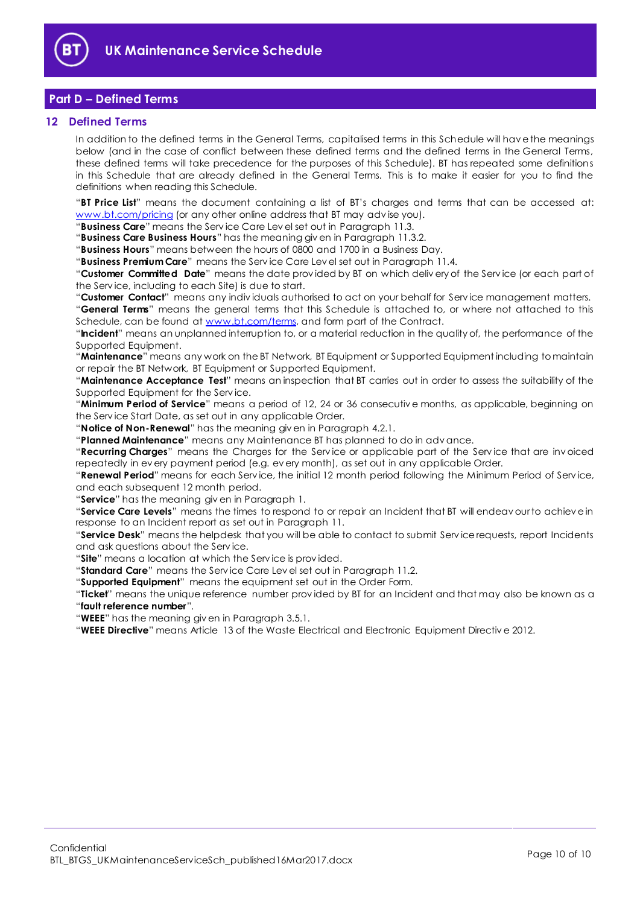## Part D – Defined Terms

### 12 Defined Terms

In addition to the defined terms in the General Terms, capitalised terms in this Schedule will have the meanings below (and in the case of conflict between these defined terms and the defined terms in the General Terms, these defined terms will take precedence for the purposes of this Schedule). BT has repeated some definitions in this Schedule that are already defined in the General Terms. This is to make it easier for you to find the definitions when reading this Schedule.

"**BT Price List**" means the document containing a list of BT's charges and terms that can be accessed at: www.bt.com/pricing (or any other online address that BT may advise you).

"**Business Care**" means the Service Care Level set out in Paragraph 11.3.

"**Business Care Business Hours**" has the meaning given in Paragraph 11.3.2.

"**Business Hours**" means between the hours of 0800 and 1700 in a Business Day.

"**Business Premium Care**" means the Service Care Level set out in Paragraph 11.4.

"**Customer Committed Date**" means the date provided by BT on which delivery of the Service (or each part of the Service, including to each Site) is due to start.

"**Customer Contact**" means any individuals authorised to act on your behalf for Service management matters.

"**General Terms**" means the general terms that this Schedule is attached to, or where not attached to this Schedule, can be found at www.bt.com/terms, and form part of the Contract.

"**Incident**" means an unplanned interruption to, or a material reduction in the quality of, the performance of the Supported Equipment.

"**Maintenance**" means any work on the BT Network, BT Equipment or Supported Equipment including to maintain or repair the BT Network, BT Equipment or Supported Equipment.

"**Maintenance Acceptance Test**" means an inspection that BT carries out in order to assess the suitability of the Supported Equipment for the Service.

"**Minimum Period of Service**" means a period of 12, 24 or 36 consecutive months, as applicable, beginning on the Service Start Date, as set out in any applicable Order.

"**Notice of Non-Renewal**" has the meaning given in Paragraph 4.2.1.

"**Planned Maintenance**" means any Maintenance BT has planned to do in advance.

"**Recurring Charges**" means the Charges for the Service or applicable part of the Service that are invoiced repeatedly in every payment period (e.g. every month), as set out in any applicable Order.

"**Renewal Period**" means for each Service, the initial 12 month period following the Minimum Period of Service, and each subsequent 12 month period.

"**Service**" has the meaning given in Paragraph 1.

"**Service Care Levels**" means the times to respond to or repair an Incident that BT will endeavour to achieve in response to an Incident report as set out in Paragraph 11.

"**Service Desk**" means the helpdesk that you will be able to contact to submit Service requests, report Incidents and ask questions about the Service.

"**Site**" means a location at which the Service is provided.

"**Standard Care**" means the Service Care Level set out in Paragraph 11.2.

"**Supported Equipment**" means the equipment set out in the Order Form.

"**Ticket**" means the unique reference number provided by BT for an Incident and that may also be known as a "**fault reference number**".

"**WEEE**" has the meaning given in Paragraph 3.5.1.

"**WEEE Directive**" means Article 13 of the Waste Electrical and Electronic Equipment Directive 2012.

Confidential
BTL_BTGS_UKMaintenanceServiceSch_published16Mar2017.docx